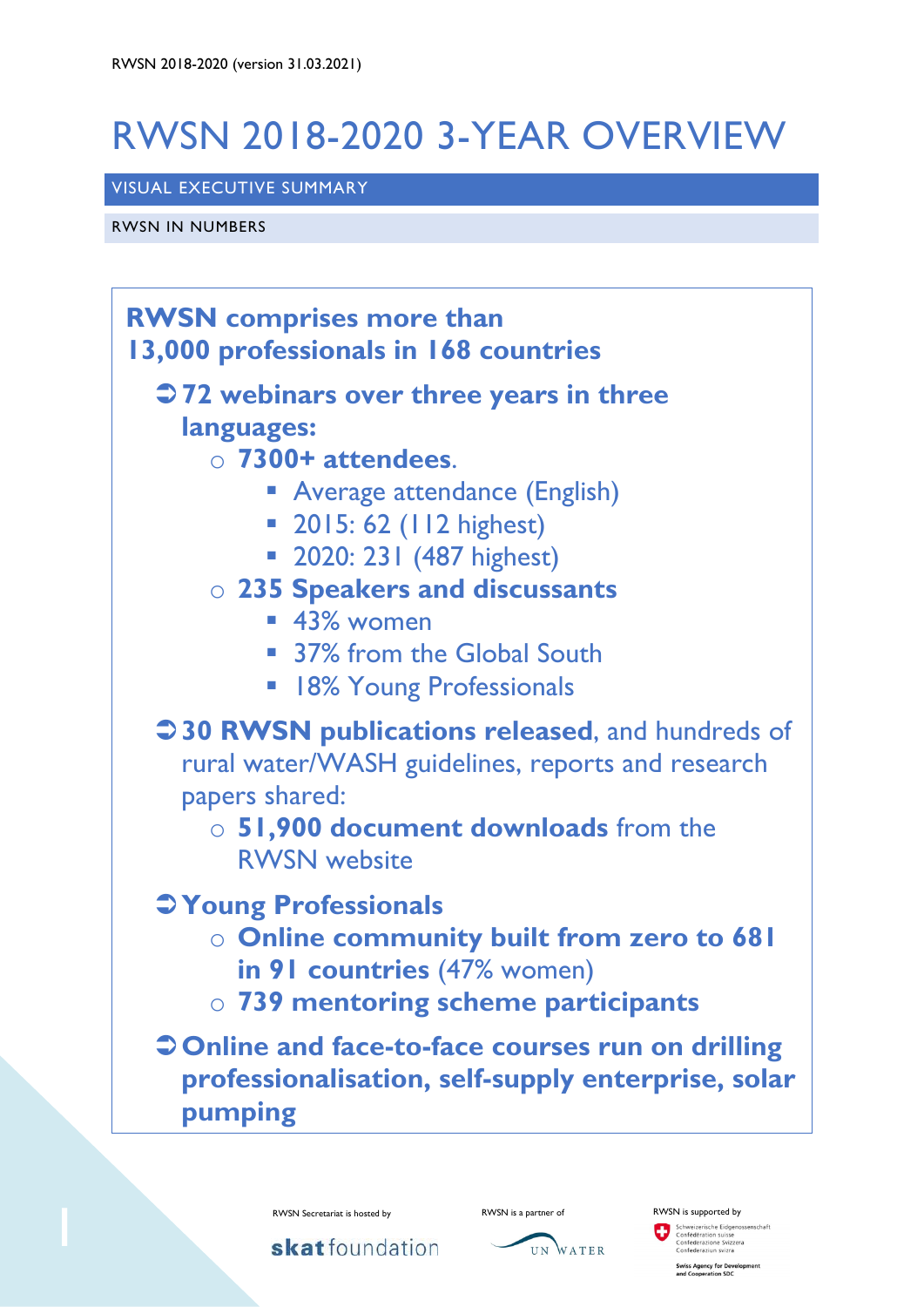# RWSN 2018-2020 3-YEAR OVERVIEW

## VISUAL EXECUTIVE SUMMARY

### RWSN IN NUMBERS

**RWSN comprises more than 13,000 professionals in 168 countries**

- ➲ **72 webinars over three years in three languages:**
  - **7300+ attendees**.
    - Average attendance (English)
    - 2015: 62 (112 highest)
    - 2020: 231 (487 highest)
  - **235 Speakers and discussants**
    - 43% women
    - 37% from the Global South
    - 18% Young Professionals
- ➲ **30 RWSN publications released**, and hundreds of rural water/WASH guidelines, reports and research papers shared:
  - **51,900 document downloads** from the RWSN website
- ➲ **Young Professionals**
  - **Online community built from zero to 681 in 91 countries** (47% women)
  - **739 mentoring scheme participants**
- ➲ **Online and face-to-face courses run on drilling professionalisation, self-supply enterprise, solar pumping**

RWSN Secretariat is hosted by skat foundation

RWSN is a partner of UN WATER

RWSN is supported by Schweizerische Eidgenossenschaft, Confédération suisse, Confederazione Svizzera, Confederaziun svizra – Swiss Agency for Development and Cooperation SDC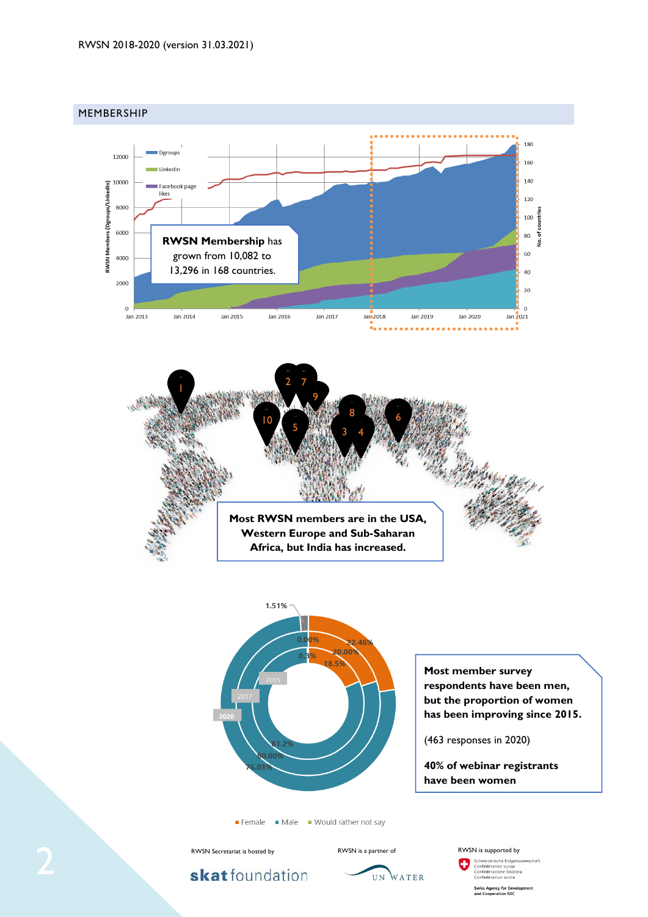## MEMBERSHIP

Dgroups
LinkedIn
Facebook page likes

RWSN Members (Dgroups/LinkedIn)

No. of countries

Jan 2013 Jan 2014 Jan 2015 Jan 2016 Jan 2017 Jan 2018 Jan 2019 Jan 2020 Jan 2021

**RWSN Membership** has grown from 10,082 to 13,296 in 168 countries.

1 2 7 9 10 5 8 3 4 6

**Most RWSN members are in the USA, Western Europe and Sub-Saharan Africa, but India has increased.**

1.51%
0.00%
22.46%
20.00%
0.3%
18.5%
2015
2017
2020
81.2%
80.00%
76.03%

■ Female ■ Male ■ Would rather not say

**Most member survey respondents have been men, but the proportion of women has been improving since 2015.**

(463 responses in 2020)

**40% of webinar registrants have been women**

RWSN Secretariat is hosted by skat foundation

RWSN is a partner of UN WATER

RWSN is supported by Schweizerische Eidgenossenschaft Confédération suisse Confederazione Svizzera Confederaziun svizra Swiss Agency for Development and Cooperation SDC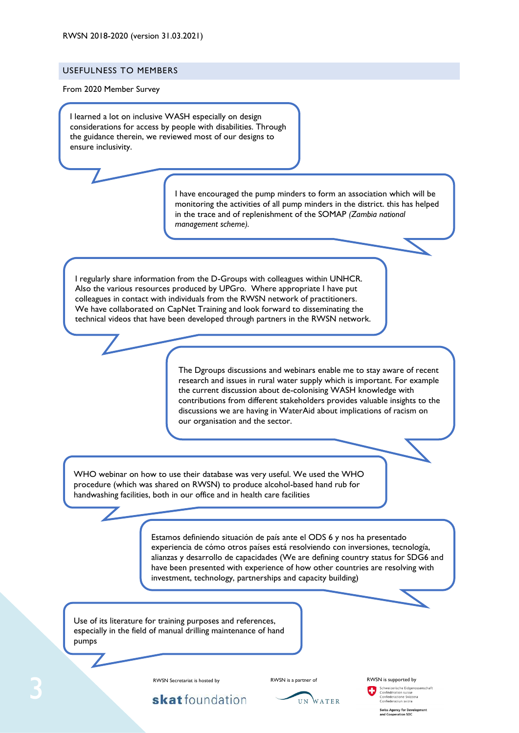## USEFULNESS TO MEMBERS

From 2020 Member Survey

> I learned a lot on inclusive WASH especially on design considerations for access by people with disabilities. Through the guidance therein, we reviewed most of our designs to ensure inclusivity.

> I have encouraged the pump minders to form an association which will be monitoring the activities of all pump minders in the district. this has helped in the trace and of replenishment of the SOMAP *(Zambia national management scheme).*

> I regularly share information from the D-Groups with colleagues within UNHCR. Also the various resources produced by UPGro. Where appropriate I have put colleagues in contact with individuals from the RWSN network of practitioners. We have collaborated on CapNet Training and look forward to disseminating the technical videos that have been developed through partners in the RWSN network.

> The Dgroups discussions and webinars enable me to stay aware of recent research and issues in rural water supply which is important. For example the current discussion about de-colonising WASH knowledge with contributions from different stakeholders provides valuable insights to the discussions we are having in WaterAid about implications of racism on our organisation and the sector.

> WHO webinar on how to use their database was very useful. We used the WHO procedure (which was shared on RWSN) to produce alcohol-based hand rub for handwashing facilities, both in our office and in health care facilities

> Estamos definiendo situación de país ante el ODS 6 y nos ha presentado experiencia de cómo otros países está resolviendo con inversiones, tecnología, alianzas y desarrollo de capacidades (We are defining country status for SDG6 and have been presented with experience of how other countries are resolving with investment, technology, partnerships and capacity building)

> Use of its literature for training purposes and references, especially in the field of manual drilling maintenance of hand pumps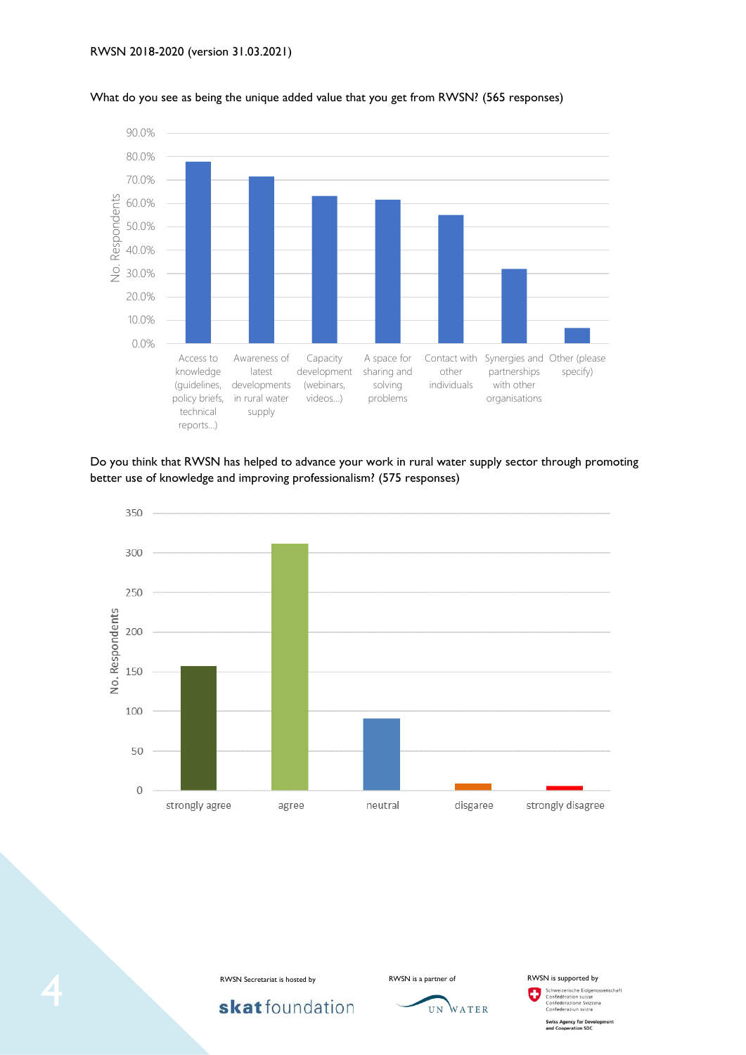What do you see as being the unique added value that you get from RWSN? (565 responses)

Do you think that RWSN has helped to advance your work in rural water supply sector through promoting better use of knowledge and improving professionalism? (575 responses)

RWSN Secretariat is hosted by

RWSN is a partner of

RWSN is supported by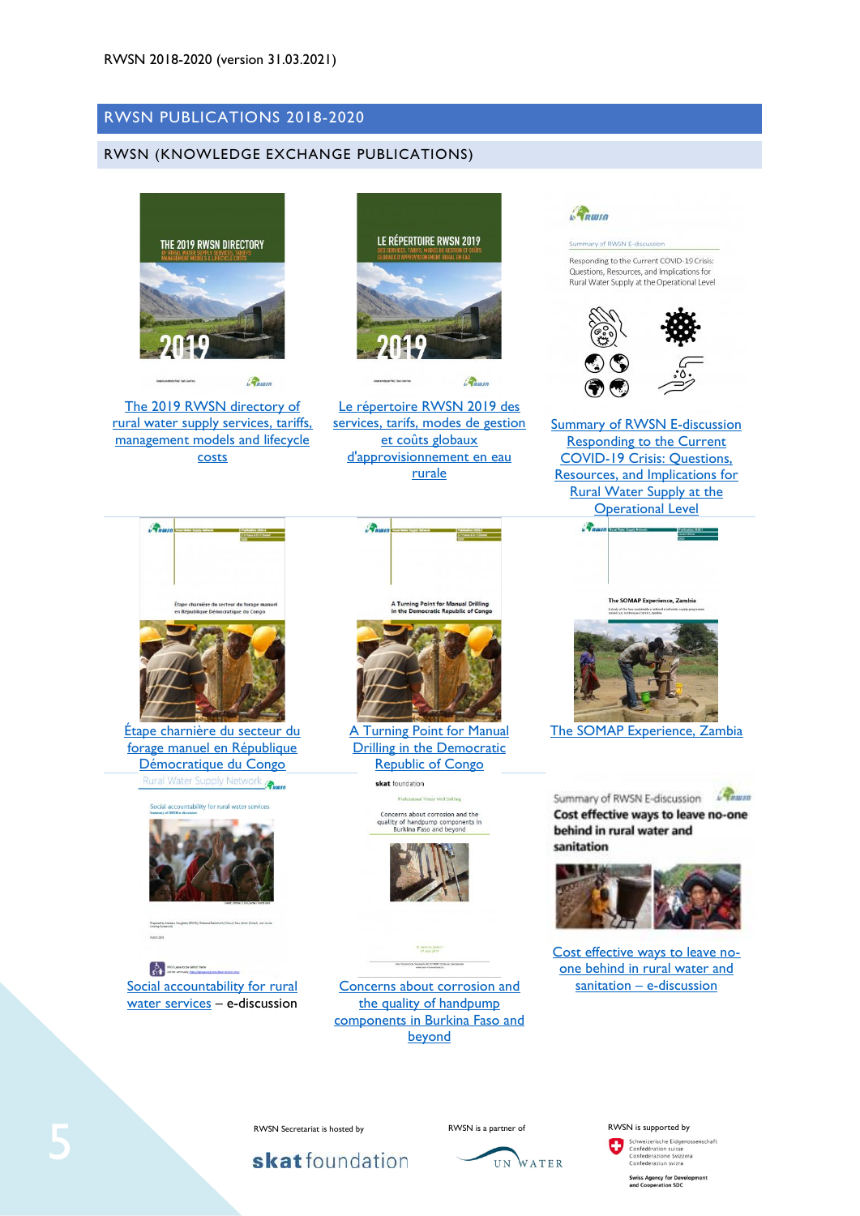## RWSN PUBLICATIONS 2018-2020

### RWSN (KNOWLEDGE EXCHANGE PUBLICATIONS)

The 2019 RWSN directory of rural water supply services, tariffs, management models and lifecycle costs

Le répertoire RWSN 2019 des services, tarifs, modes de gestion et coûts globaux d'approvisionnement en eau rurale

Summary of RWSN E-discussion Responding to the Current COVID-19 Crisis: Questions, Resources, and Implications for Rural Water Supply at the Operational Level

Étape charnière du secteur du forage manuel en République Démocratique du Congo

A Turning Point for Manual Drilling in the Democratic Republic of Congo

The SOMAP Experience, Zambia

Social accountability for rural water services – e-discussion

Concerns about corrosion and the quality of handpump components in Burkina Faso and beyond

Cost effective ways to leave no-one behind in rural water and sanitation – e-discussion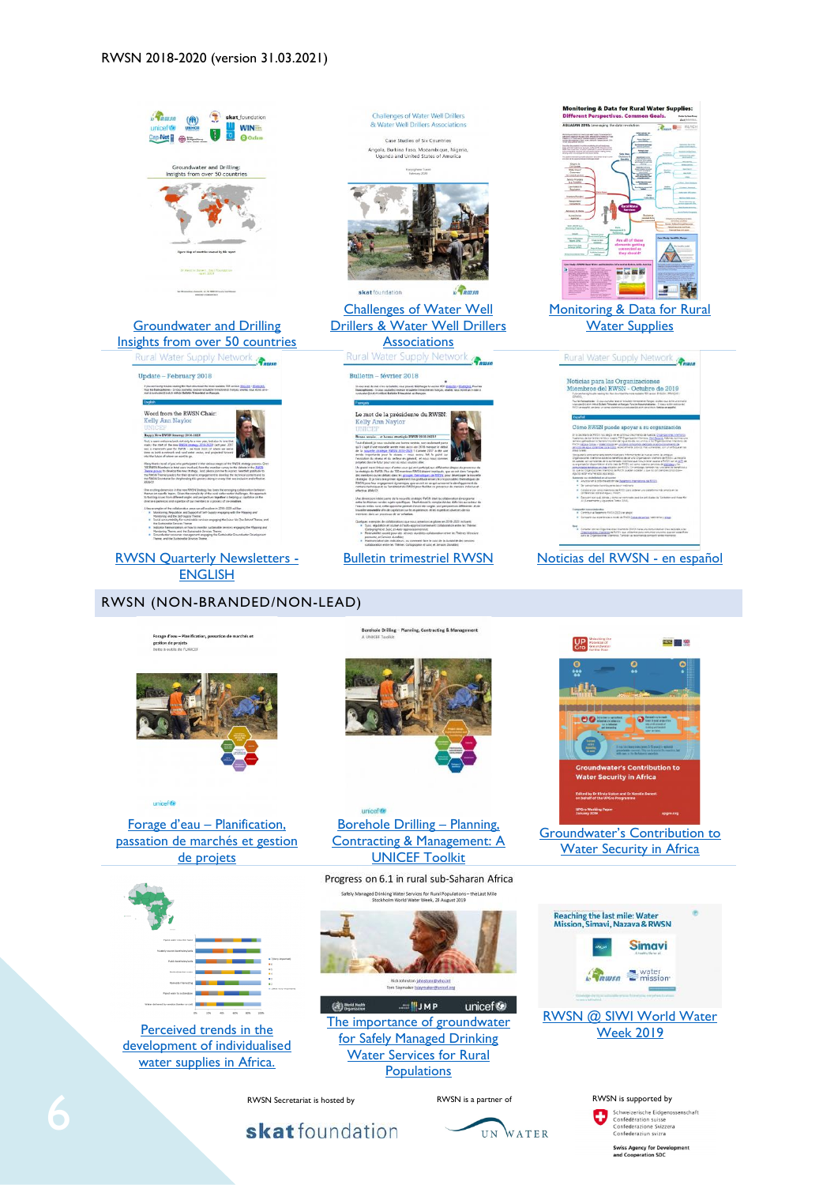[Groundwater and Drilling Insights from over 50 countries](#)

[Challenges of Water Well Drillers & Water Well Drillers Associations](#)

[Monitoring & Data for Rural Water Supplies](#)

[RWSN Quarterly Newsletters - ENGLISH](#)

[Bulletin trimestriel RWSN](#)

[Noticias del RWSN - en español](#)

## RWSN (NON-BRANDED/NON-LEAD)

[Forage d'eau – Planification, passation de marchés et gestion de projets](#)

[Borehole Drilling – Planning, Contracting & Management: A UNICEF Toolkit](#)

[Groundwater's Contribution to Water Security in Africa](#)

Progress on 6.1 in rural sub-Saharan Africa

[Perceived trends in the development of individualised water supplies in Africa.](#)

[The importance of groundwater for Safely Managed Drinking Water Services for Rural Populations](#)

[RWSN @ SIWI World Water Week 2019](#)

RWSN Secretariat is hosted by skat foundation

RWSN is a partner of UN WATER

RWSN is supported by Schweizerische Eidgenossenschaft, Confédération suisse, Confederazione Svizzera, Confederaziun svizra – Swiss Agency for Development and Cooperation SDC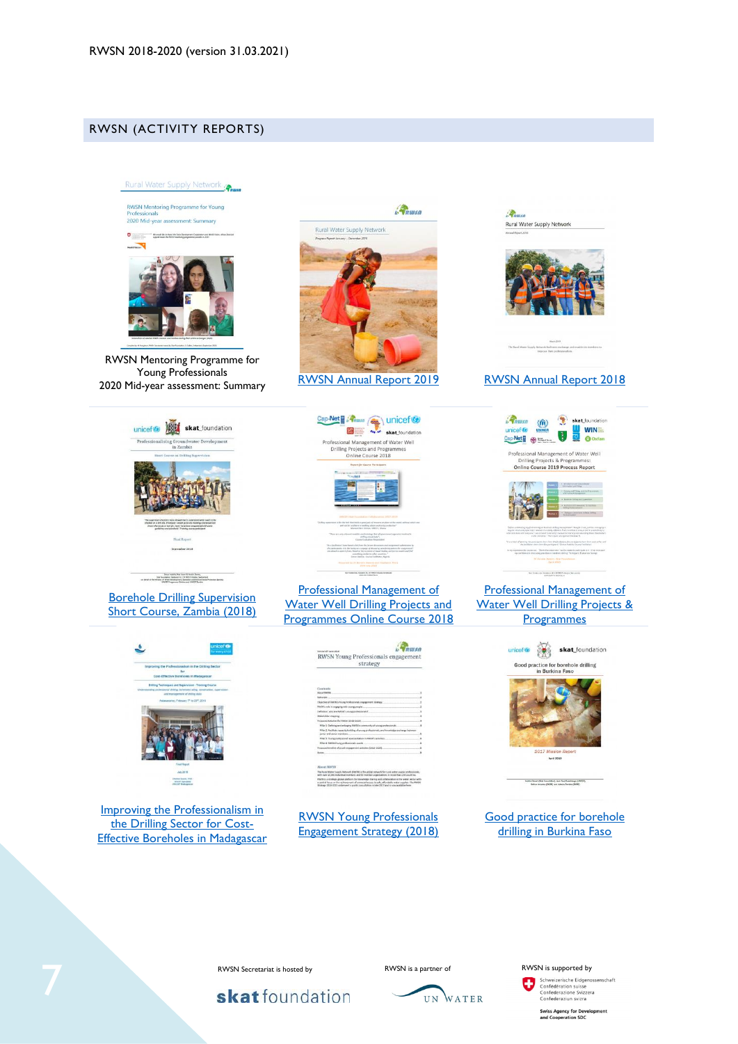## RWSN (ACTIVITY REPORTS)

RWSN Mentoring Programme for Young Professionals 2020 Mid-year assessment: Summary

RWSN Annual Report 2019

RWSN Annual Report 2018

Borehole Drilling Supervision Short Course, Zambia (2018)

Professional Management of Water Well Drilling Projects and Programmes Online Course 2018

Professional Management of Water Well Drilling Projects & Programmes

Improving the Professionalism in the Drilling Sector for Cost-Effective Boreholes in Madagascar

RWSN Young Professionals Engagement Strategy (2018)

Good practice for borehole drilling in Burkina Faso

RWSN Secretariat is hosted by skat foundation

RWSN is a partner of UN WATER

RWSN is supported by Schweizerische Eidgenossenschaft, Confédération suisse, Confederazione Svizzera, Confederaziun svizra, Swiss Agency for Development and Cooperation SDC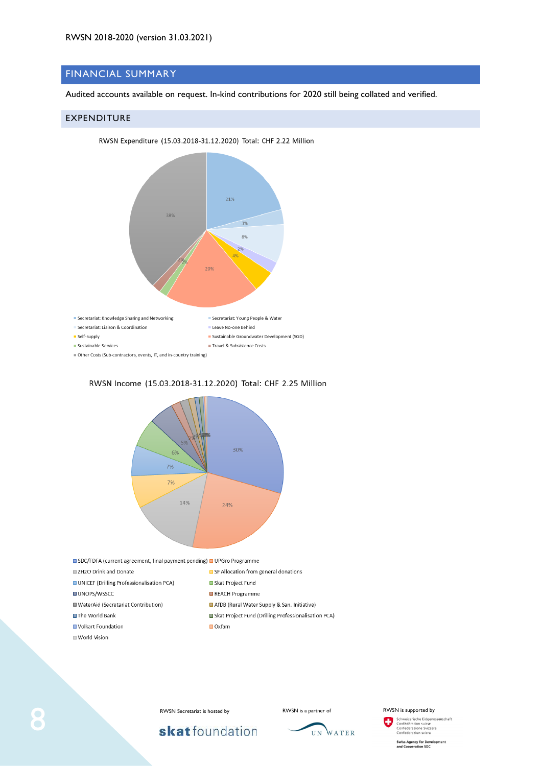## FINANCIAL SUMMARY

Audited accounts available on request. In-kind contributions for 2020 still being collated and verified.

### EXPENDITURE

RWSN Expenditure (15.03.2018-31.12.2020) Total: CHF 2.22 Million

- Secretariat: Knowledge Sharing and Networking
- Secretariat: Young People & Water
- Secretariat: Liaison & Coordination
- Leave No-one Behind
- Self-supply
- Sustainable Groundwater Development (SGD)
- Sustainable Services
- Travel & Subsistence Costs
- Other Costs (Sub-contractors, events, IT, and in-country training)

RWSN Income (15.03.2018-31.12.2020) Total: CHF 2.25 Million

- SDC/FDFA (current agreement, final payment pending)
- UPGro Programme
- ZH2O Drink and Donate
- SF Allocation from general donations
- UNICEF (Drilling Professionalisation PCA)
- Skat Project Fund
- UNOPS/WSSCC
- REACH Programme
- WaterAid (Secretariat Contribution)
- AfDB (Rural Water Supply & San. Initiative)
- The World Bank
- Skat Project Fund (Drilling Professionalisation PCA)
- Volkart Foundation
- Oxfam
- World Vision

RWSN Secretariat is hosted by skat foundation

RWSN is a partner of UN WATER

RWSN is supported by Schweizerische Eidgenossenschaft, Confédération suisse, Confederazione Svizzera, Confederaziun svizra — Swiss Agency for Development and Cooperation SDC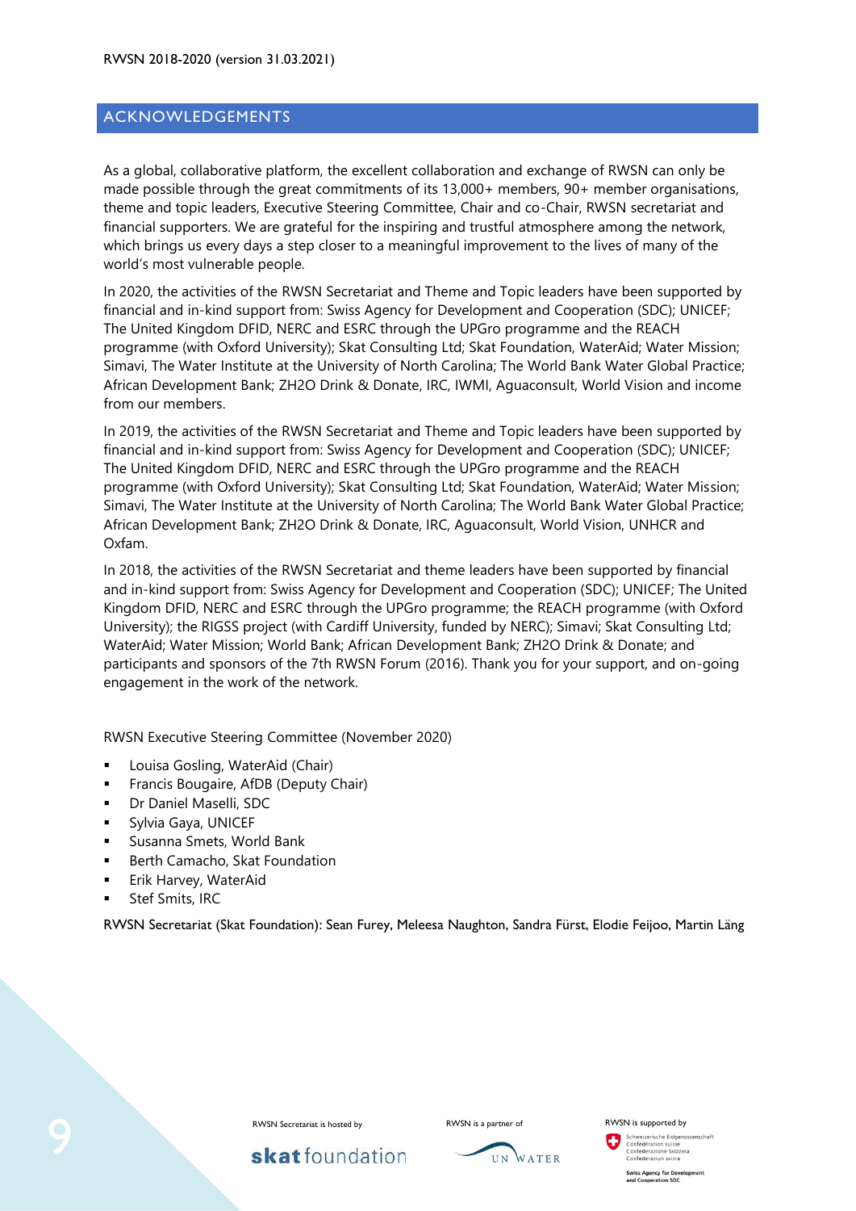## ACKNOWLEDGEMENTS

As a global, collaborative platform, the excellent collaboration and exchange of RWSN can only be made possible through the great commitments of its 13,000+ members, 90+ member organisations, theme and topic leaders, Executive Steering Committee, Chair and co-Chair, RWSN secretariat and financial supporters. We are grateful for the inspiring and trustful atmosphere among the network, which brings us every days a step closer to a meaningful improvement to the lives of many of the world's most vulnerable people.

In 2020, the activities of the RWSN Secretariat and Theme and Topic leaders have been supported by financial and in-kind support from: Swiss Agency for Development and Cooperation (SDC); UNICEF; The United Kingdom DFID, NERC and ESRC through the UPGro programme and the REACH programme (with Oxford University); Skat Consulting Ltd; Skat Foundation, WaterAid; Water Mission; Simavi, The Water Institute at the University of North Carolina; The World Bank Water Global Practice; African Development Bank; ZH2O Drink & Donate, IRC, IWMI, Aguaconsult, World Vision and income from our members.

In 2019, the activities of the RWSN Secretariat and Theme and Topic leaders have been supported by financial and in-kind support from: Swiss Agency for Development and Cooperation (SDC); UNICEF; The United Kingdom DFID, NERC and ESRC through the UPGro programme and the REACH programme (with Oxford University); Skat Consulting Ltd; Skat Foundation, WaterAid; Water Mission; Simavi, The Water Institute at the University of North Carolina; The World Bank Water Global Practice; African Development Bank; ZH2O Drink & Donate, IRC, Aguaconsult, World Vision, UNHCR and Oxfam.

In 2018, the activities of the RWSN Secretariat and theme leaders have been supported by financial and in-kind support from: Swiss Agency for Development and Cooperation (SDC); UNICEF; The United Kingdom DFID, NERC and ESRC through the UPGro programme; the REACH programme (with Oxford University); the RIGSS project (with Cardiff University, funded by NERC); Simavi; Skat Consulting Ltd; WaterAid; Water Mission; World Bank; African Development Bank; ZH2O Drink & Donate; and participants and sponsors of the 7th RWSN Forum (2016). Thank you for your support, and on-going engagement in the work of the network.

RWSN Executive Steering Committee (November 2020)

- Louisa Gosling, WaterAid (Chair)
- Francis Bougaire, AfDB (Deputy Chair)
- Dr Daniel Maselli, SDC
- Sylvia Gaya, UNICEF
- Susanna Smets, World Bank
- Berth Camacho, Skat Foundation
- Erik Harvey, WaterAid
- Stef Smits, IRC

RWSN Secretariat (Skat Foundation): Sean Furey, Meleesa Naughton, Sandra Fürst, Elodie Feijoo, Martin Läng

RWSN Secretariat is hosted by skat foundation

RWSN is a partner of UN WATER

RWSN is supported by Schweizerische Eidgenossenschaft, Confédération suisse, Confederazione Svizzera, Confederaziun svizra — Swiss Agency for Development and Cooperation SDC